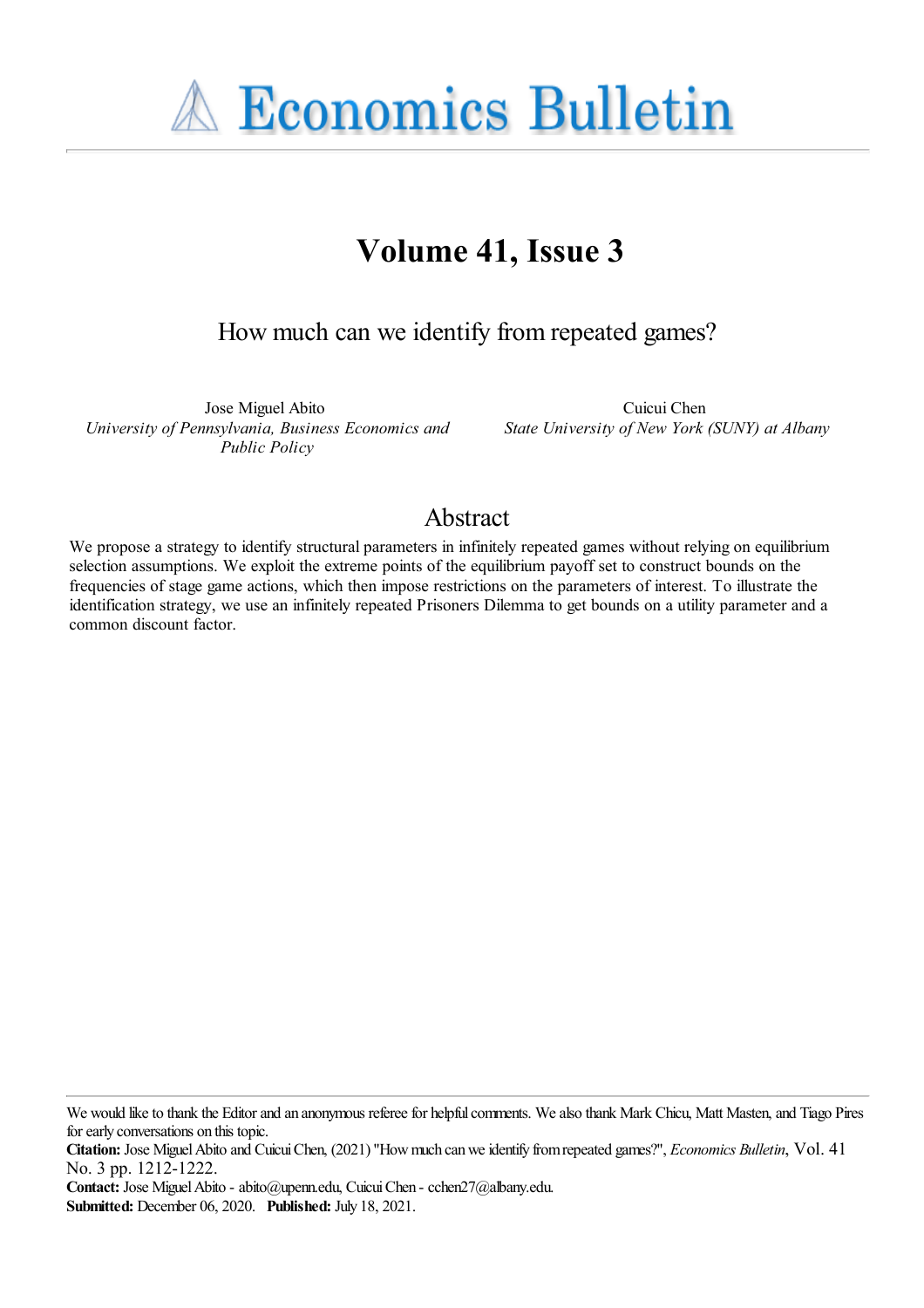# Economics Bulletin

## Volume 41, Issue 3

### How much can we identify from repeated games?

Jose Miguel Abito
*University of Pennsylvania, Business Economics and Public Policy*

Cuicui Chen
*State University of New York (SUNY) at Albany*

## Abstract

We propose a strategy to identify structural parameters in infinitely repeated games without relying on equilibrium selection assumptions. We exploit the extreme points of the equilibrium payoff set to construct bounds on the frequencies of stage game actions, which then impose restrictions on the parameters of interest. To illustrate the identification strategy, we use an infinitely repeated Prisoners Dilemma to get bounds on a utility parameter and a common discount factor.

---

We would like to thank the Editor and an anonymous referee for helpful comments. We also thank Mark Chicu, Matt Masten, and Tiago Pires for early conversations on this topic.

**Citation:** Jose Miguel Abito and Cuicui Chen, (2021) "How much can we identify from repeated games?", *Economics Bulletin*, Vol. 41 No. 3 pp. 1212-1222.

**Contact:** Jose Miguel Abito - abito@upenn.edu, Cuicui Chen - cchen27@albany.edu.

**Submitted:** December 06, 2020. **Published:** July 18, 2021.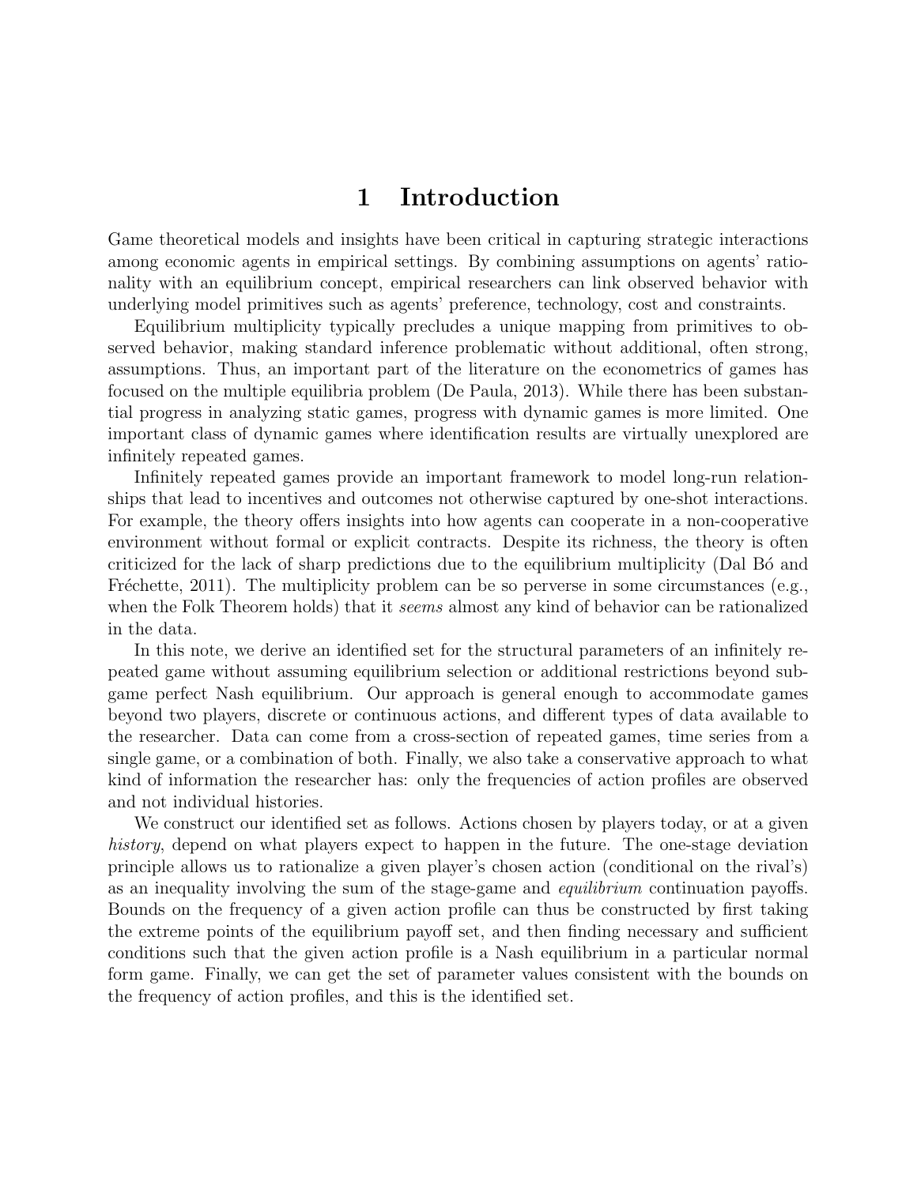# 1 Introduction

Game theoretical models and insights have been critical in capturing strategic interactions among economic agents in empirical settings. By combining assumptions on agents' rationality with an equilibrium concept, empirical researchers can link observed behavior with underlying model primitives such as agents' preference, technology, cost and constraints.

Equilibrium multiplicity typically precludes a unique mapping from primitives to observed behavior, making standard inference problematic without additional, often strong, assumptions. Thus, an important part of the literature on the econometrics of games has focused on the multiple equilibria problem (De Paula, 2013). While there has been substantial progress in analyzing static games, progress with dynamic games is more limited. One important class of dynamic games where identification results are virtually unexplored are infinitely repeated games.

Infinitely repeated games provide an important framework to model long-run relationships that lead to incentives and outcomes not otherwise captured by one-shot interactions. For example, the theory offers insights into how agents can cooperate in a non-cooperative environment without formal or explicit contracts. Despite its richness, the theory is often criticized for the lack of sharp predictions due to the equilibrium multiplicity (Dal Bó and Fréchette, 2011). The multiplicity problem can be so perverse in some circumstances (e.g., when the Folk Theorem holds) that it *seems* almost any kind of behavior can be rationalized in the data.

In this note, we derive an identified set for the structural parameters of an infinitely repeated game without assuming equilibrium selection or additional restrictions beyond subgame perfect Nash equilibrium. Our approach is general enough to accommodate games beyond two players, discrete or continuous actions, and different types of data available to the researcher. Data can come from a cross-section of repeated games, time series from a single game, or a combination of both. Finally, we also take a conservative approach to what kind of information the researcher has: only the frequencies of action profiles are observed and not individual histories.

We construct our identified set as follows. Actions chosen by players today, or at a given *history*, depend on what players expect to happen in the future. The one-stage deviation principle allows us to rationalize a given player's chosen action (conditional on the rival's) as an inequality involving the sum of the stage-game and *equilibrium* continuation payoffs. Bounds on the frequency of a given action profile can thus be constructed by first taking the extreme points of the equilibrium payoff set, and then finding necessary and sufficient conditions such that the given action profile is a Nash equilibrium in a particular normal form game. Finally, we can get the set of parameter values consistent with the bounds on the frequency of action profiles, and this is the identified set.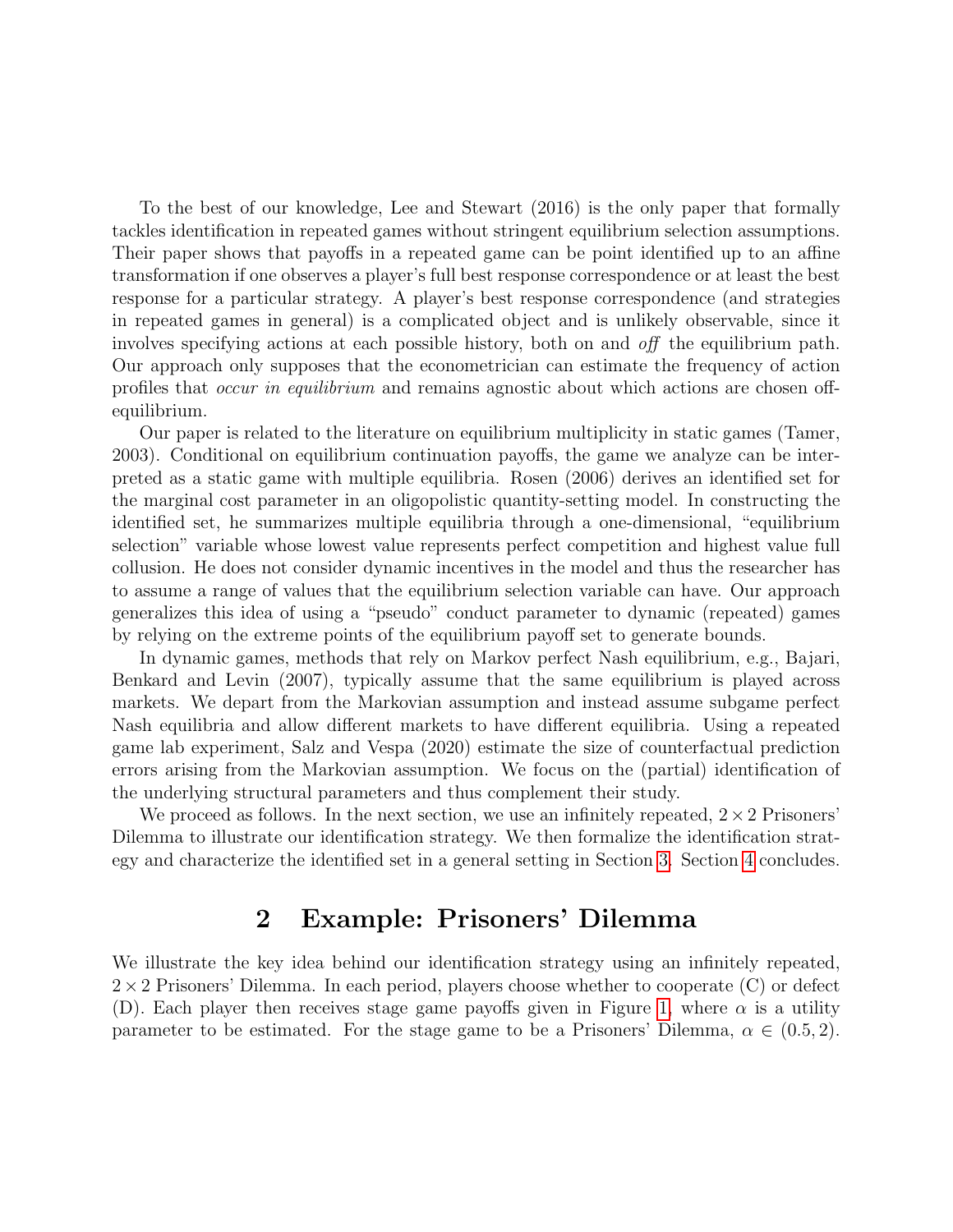To the best of our knowledge, Lee and Stewart (2016) is the only paper that formally tackles identification in repeated games without stringent equilibrium selection assumptions. Their paper shows that payoffs in a repeated game can be point identified up to an affine transformation if one observes a player's full best response correspondence or at least the best response for a particular strategy. A player's best response correspondence (and strategies in repeated games in general) is a complicated object and is unlikely observable, since it involves specifying actions at each possible history, both on and *off* the equilibrium path. Our approach only supposes that the econometrician can estimate the frequency of action profiles that *occur in equilibrium* and remains agnostic about which actions are chosen off-equilibrium.

Our paper is related to the literature on equilibrium multiplicity in static games (Tamer, 2003). Conditional on equilibrium continuation payoffs, the game we analyze can be interpreted as a static game with multiple equilibria. Rosen (2006) derives an identified set for the marginal cost parameter in an oligopolistic quantity-setting model. In constructing the identified set, he summarizes multiple equilibria through a one-dimensional, "equilibrium selection" variable whose lowest value represents perfect competition and highest value full collusion. He does not consider dynamic incentives in the model and thus the researcher has to assume a range of values that the equilibrium selection variable can have. Our approach generalizes this idea of using a "pseudo" conduct parameter to dynamic (repeated) games by relying on the extreme points of the equilibrium payoff set to generate bounds.

In dynamic games, methods that rely on Markov perfect Nash equilibrium, e.g., Bajari, Benkard and Levin (2007), typically assume that the same equilibrium is played across markets. We depart from the Markovian assumption and instead assume subgame perfect Nash equilibria and allow different markets to have different equilibria. Using a repeated game lab experiment, Salz and Vespa (2020) estimate the size of counterfactual prediction errors arising from the Markovian assumption. We focus on the (partial) identification of the underlying structural parameters and thus complement their study.

We proceed as follows. In the next section, we use an infinitely repeated, $2 \times 2$ Prisoners' Dilemma to illustrate our identification strategy. We then formalize the identification strategy and characterize the identified set in a general setting in Section 3. Section 4 concludes.

## 2 Example: Prisoners' Dilemma

We illustrate the key idea behind our identification strategy using an infinitely repeated, $2 \times 2$ Prisoners' Dilemma. In each period, players choose whether to cooperate (C) or defect (D). Each player then receives stage game payoffs given in Figure 1, where $\alpha$ is a utility parameter to be estimated. For the stage game to be a Prisoners' Dilemma, $\alpha \in (0.5, 2)$.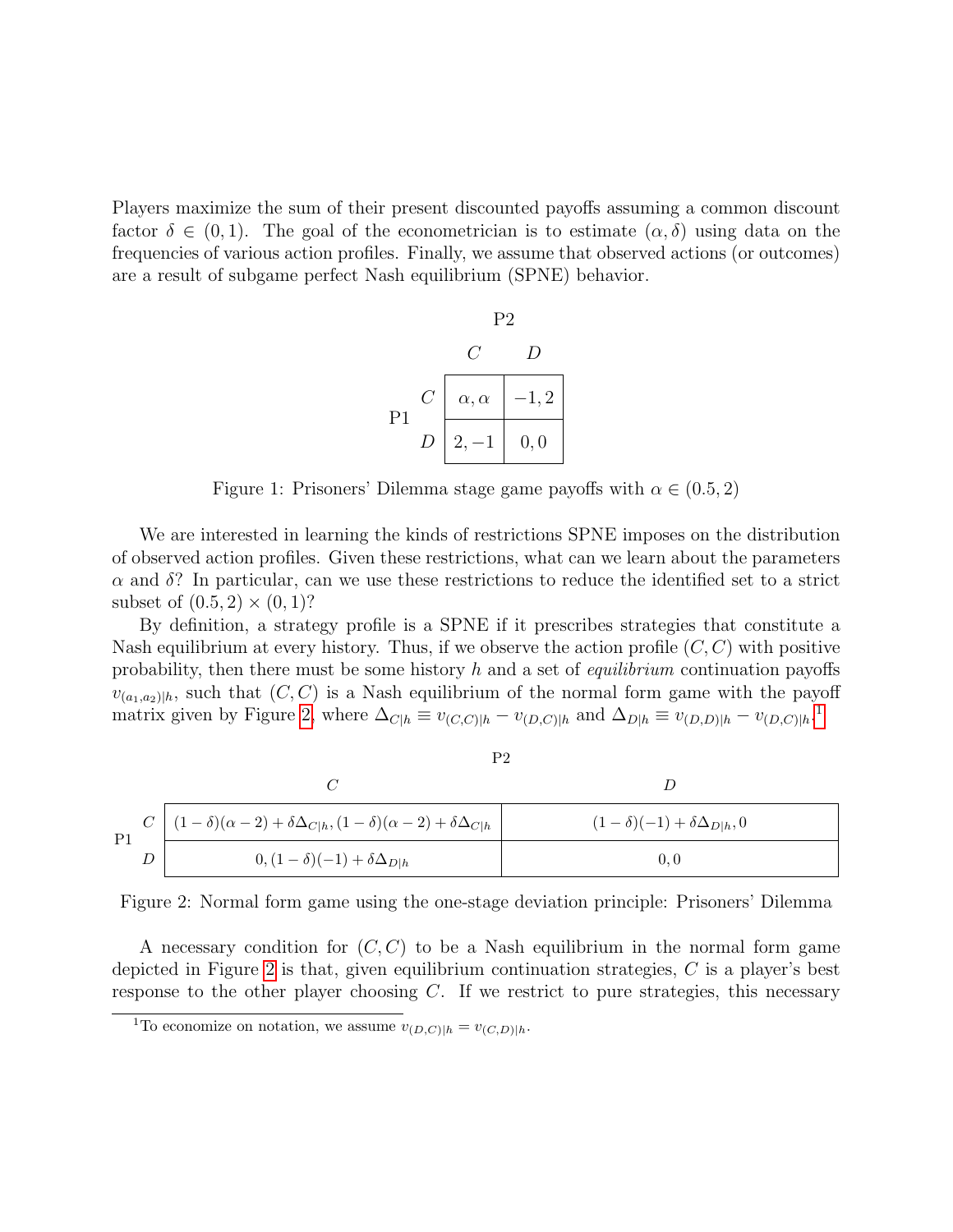Players maximize the sum of their present discounted payoffs assuming a common discount factor $\delta \in (0, 1)$. The goal of the econometrician is to estimate $(\alpha, \delta)$ using data on the frequencies of various action profiles. Finally, we assume that observed actions (or outcomes) are a result of subgame perfect Nash equilibrium (SPNE) behavior.

| | | P2 | |
|---|---|---|---|
| | | $C$ | $D$ |
| P1 | $C$ | $\alpha, \alpha$ | $-1, 2$ |
| | $D$ | $2, -1$ | $0, 0$ |

Figure 1: Prisoners' Dilemma stage game payoffs with $\alpha \in (0.5, 2)$

We are interested in learning the kinds of restrictions SPNE imposes on the distribution of observed action profiles. Given these restrictions, what can we learn about the parameters $\alpha$ and $\delta$? In particular, can we use these restrictions to reduce the identified set to a strict subset of $(0.5, 2) \times (0, 1)$?

By definition, a strategy profile is a SPNE if it prescribes strategies that constitute a Nash equilibrium at every history. Thus, if we observe the action profile $(C, C)$ with positive probability, then there must be some history $h$ and a set of *equilibrium* continuation payoffs $v_{(a_1,a_2)|h}$, such that $(C, C)$ is a Nash equilibrium of the normal form game with the payoff matrix given by Figure 2, where $\Delta_{C|h} \equiv v_{(C,C)|h} - v_{(D,C)|h}$ and $\Delta_{D|h} \equiv v_{(D,D)|h} - v_{(D,C)|h}$.[1]

| | | P2 | |
|---|---|---|---|
| | | $C$ | $D$ |
| P1 | $C$ | $(1-\delta)(\alpha-2) + \delta\Delta_{C\|h}, (1-\delta)(\alpha-2) + \delta\Delta_{C\|h}$ | $(1-\delta)(-1) + \delta\Delta_{D\|h}, 0$ |
| | $D$ | $0, (1-\delta)(-1) + \delta\Delta_{D\|h}$ | $0, 0$ |

Figure 2: Normal form game using the one-stage deviation principle: Prisoners' Dilemma

A necessary condition for $(C, C)$ to be a Nash equilibrium in the normal form game depicted in Figure 2 is that, given equilibrium continuation strategies, $C$ is a player's best response to the other player choosing $C$. If we restrict to pure strategies, this necessary

[1] To economize on notation, we assume $v_{(D,C)|h} = v_{(C,D)|h}$.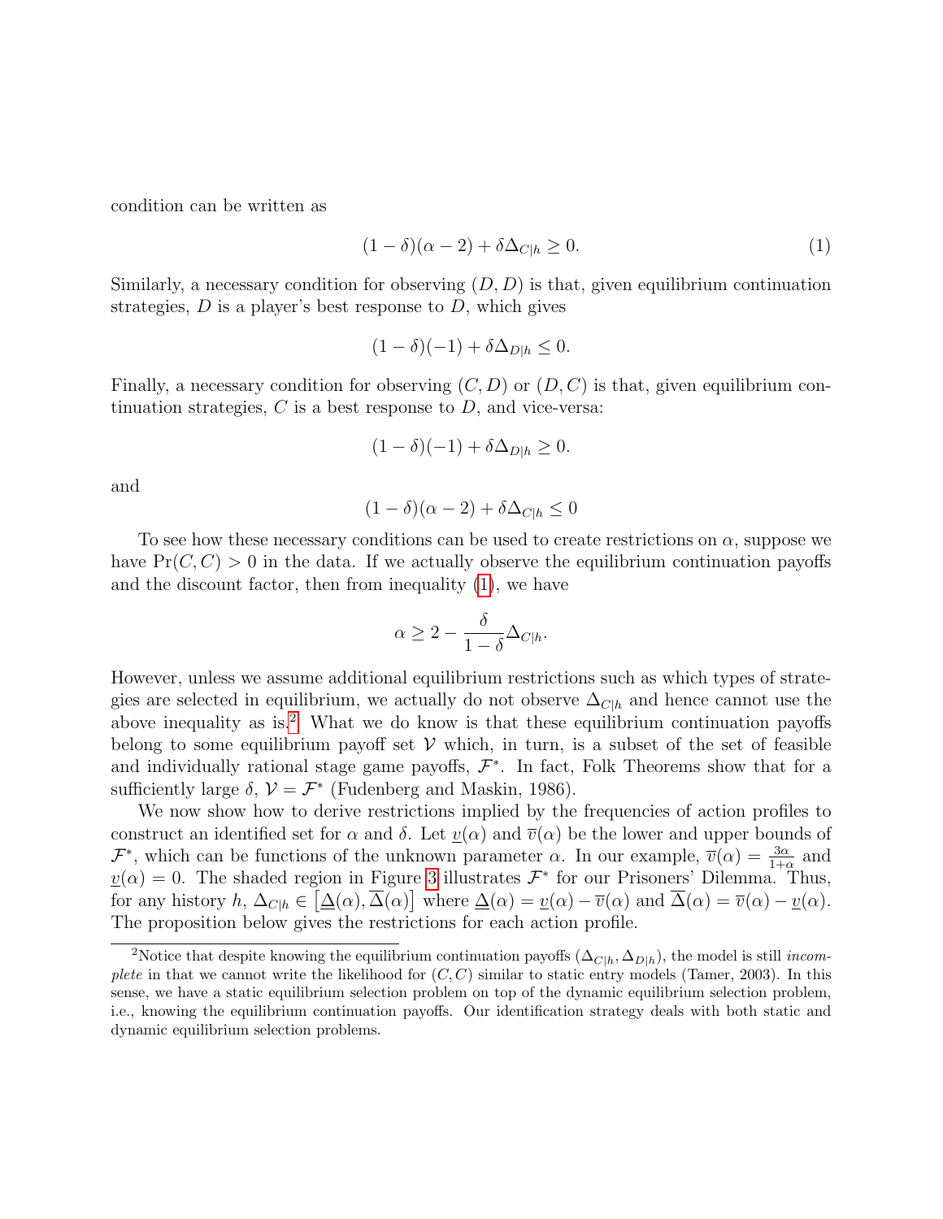condition can be written as

$$(1-\delta)(\alpha-2)+\delta\Delta_{C|h}\geq 0. \tag{1}$$

Similarly, a necessary condition for observing $(D,D)$ is that, given equilibrium continuation strategies, $D$ is a player's best response to $D$, which gives

$$(1-\delta)(-1)+\delta\Delta_{D|h}\leq 0.$$

Finally, a necessary condition for observing $(C,D)$ or $(D,C)$ is that, given equilibrium continuation strategies, $C$ is a best response to $D$, and vice-versa:

$$(1-\delta)(-1)+\delta\Delta_{D|h}\geq 0.$$

and

$$(1-\delta)(\alpha-2)+\delta\Delta_{C|h}\leq 0$$

To see how these necessary conditions can be used to create restrictions on $\alpha$, suppose we have $\Pr(C,C)>0$ in the data. If we actually observe the equilibrium continuation payoffs and the discount factor, then from inequality (1), we have

$$\alpha\geq 2-\frac{\delta}{1-\delta}\Delta_{C|h}.$$

However, unless we assume additional equilibrium restrictions such as which types of strategies are selected in equilibrium, we actually do not observe $\Delta_{C|h}$ and hence cannot use the above inequality as is.[2] What we do know is that these equilibrium continuation payoffs belong to some equilibrium payoff set $\mathcal{V}$ which, in turn, is a subset of the set of feasible and individually rational stage game payoffs, $\mathcal{F}^*$. In fact, Folk Theorems show that for a sufficiently large $\delta$, $\mathcal{V}=\mathcal{F}^*$ (Fudenberg and Maskin, 1986).

We now show how to derive restrictions implied by the frequencies of action profiles to construct an identified set for $\alpha$ and $\delta$. Let $\underline{v}(\alpha)$ and $\overline{v}(\alpha)$ be the lower and upper bounds of $\mathcal{F}^*$, which can be functions of the unknown parameter $\alpha$. In our example, $\overline{v}(\alpha)=\frac{3\alpha}{1+\alpha}$ and $\underline{v}(\alpha)=0$. The shaded region in Figure 3 illustrates $\mathcal{F}^*$ for our Prisoners' Dilemma. Thus, for any history $h$, $\Delta_{C|h}\in\left[\underline{\Delta}(\alpha),\overline{\Delta}(\alpha)\right]$ where $\underline{\Delta}(\alpha)=\underline{v}(\alpha)-\overline{v}(\alpha)$ and $\overline{\Delta}(\alpha)=\overline{v}(\alpha)-\underline{v}(\alpha)$. The proposition below gives the restrictions for each action profile.

[2] Notice that despite knowing the equilibrium continuation payoffs $(\Delta_{C|h},\Delta_{D|h})$, the model is still *incomplete* in that we cannot write the likelihood for $(C,C)$ similar to static entry models (Tamer, 2003). In this sense, we have a static equilibrium selection problem on top of the dynamic equilibrium selection problem, i.e., knowing the equilibrium continuation payoffs. Our identification strategy deals with both static and dynamic equilibrium selection problems.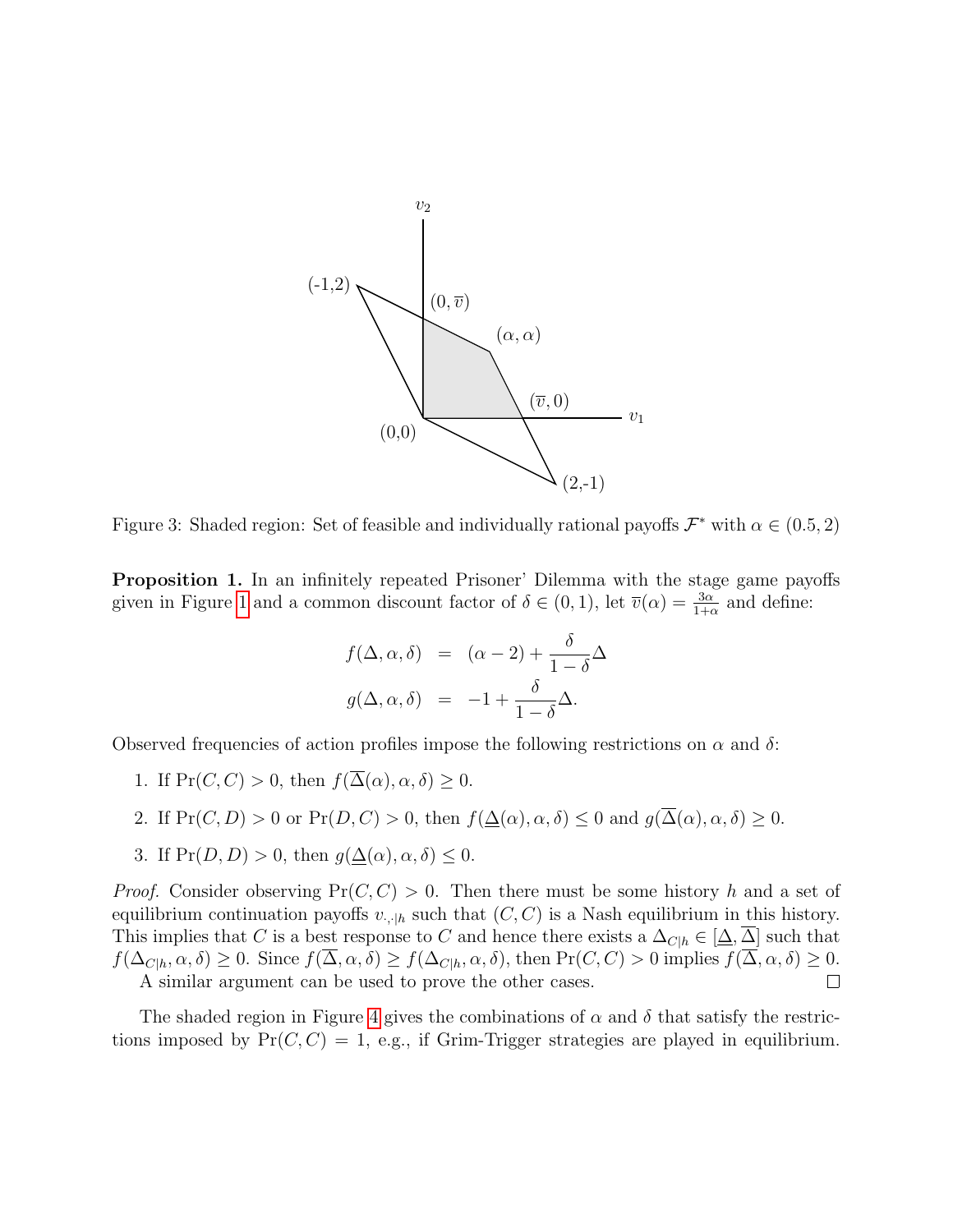Figure 3: Shaded region: Set of feasible and individually rational payoffs $\mathcal{F}^*$ with $\alpha \in (0.5, 2)$

**Proposition 1.** In an infinitely repeated Prisoner' Dilemma with the stage game payoffs given in Figure 1 and a common discount factor of $\delta \in (0,1)$, let $\overline{v}(\alpha) = \frac{3\alpha}{1+\alpha}$ and define:

$$
\begin{aligned}
f(\Delta, \alpha, \delta) &= (\alpha - 2) + \frac{\delta}{1-\delta}\Delta \\
g(\Delta, \alpha, \delta) &= -1 + \frac{\delta}{1-\delta}\Delta.
\end{aligned}
$$

Observed frequencies of action profiles impose the following restrictions on $\alpha$ and $\delta$:

1. If $\Pr(C,C) > 0$, then $f(\overline{\Delta}(\alpha), \alpha, \delta) \geq 0$.
2. If $\Pr(C,D) > 0$ or $\Pr(D,C) > 0$, then $f(\underline{\Delta}(\alpha), \alpha, \delta) \leq 0$ and $g(\overline{\Delta}(\alpha), \alpha, \delta) \geq 0$.
3. If $\Pr(D,D) > 0$, then $g(\underline{\Delta}(\alpha), \alpha, \delta) \leq 0$.

*Proof.* Consider observing $\Pr(C,C) > 0$. Then there must be some history $h$ and a set of equilibrium continuation payoffs $v_{\cdot,\cdot|h}$ such that $(C,C)$ is a Nash equilibrium in this history. This implies that $C$ is a best response to $C$ and hence there exists a $\Delta_{C|h} \in [\underline{\Delta}, \overline{\Delta}]$ such that $f(\Delta_{C|h}, \alpha, \delta) \geq 0$. Since $f(\overline{\Delta}, \alpha, \delta) \geq f(\Delta_{C|h}, \alpha, \delta)$, then $\Pr(C,C) > 0$ implies $f(\overline{\Delta}, \alpha, \delta) \geq 0$.

A similar argument can be used to prove the other cases. $\square$

The shaded region in Figure 4 gives the combinations of $\alpha$ and $\delta$ that satisfy the restrictions imposed by $\Pr(C,C) = 1$, e.g., if Grim-Trigger strategies are played in equilibrium.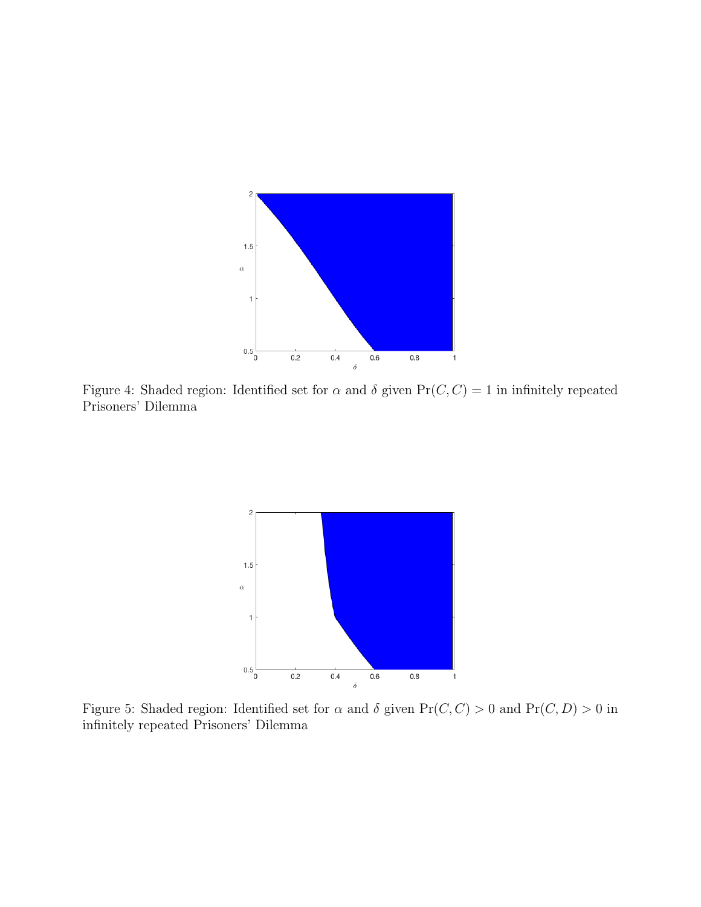Figure 4: Shaded region: Identified set for $\alpha$ and $\delta$ given $\Pr(C, C) = 1$ in infinitely repeated Prisoners' Dilemma

Figure 5: Shaded region: Identified set for $\alpha$ and $\delta$ given $\Pr(C, C) > 0$ and $\Pr(C, D) > 0$ in infinitely repeated Prisoners' Dilemma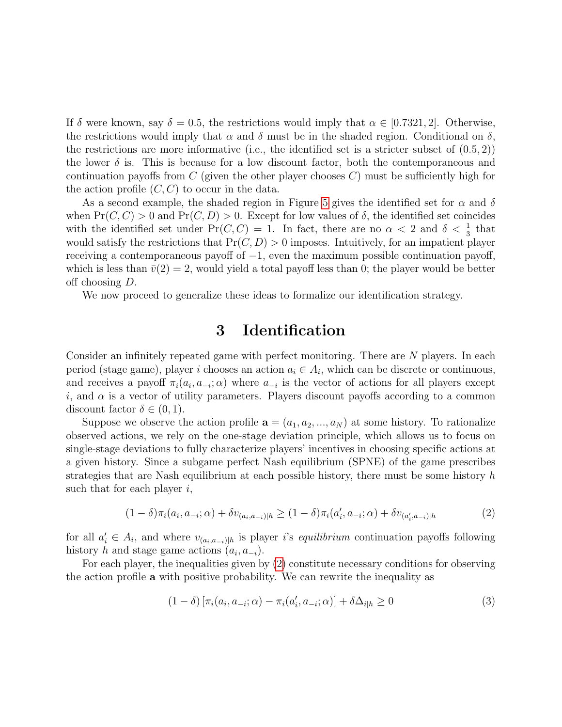If $\delta$ were known, say $\delta = 0.5$, the restrictions would imply that $\alpha \in [0.7321, 2]$. Otherwise, the restrictions would imply that $\alpha$ and $\delta$ must be in the shaded region. Conditional on $\delta$, the restrictions are more informative (i.e., the identified set is a stricter subset of $(0.5, 2)$) the lower $\delta$ is. This is because for a low discount factor, both the contemporaneous and continuation payoffs from $C$ (given the other player chooses $C$) must be sufficiently high for the action profile $(C, C)$ to occur in the data.

As a second example, the shaded region in Figure 5 gives the identified set for $\alpha$ and $\delta$ when $\Pr(C, C) > 0$ and $\Pr(C, D) > 0$. Except for low values of $\delta$, the identified set coincides with the identified set under $\Pr(C, C) = 1$. In fact, there are no $\alpha < 2$ and $\delta < \frac{1}{3}$ that would satisfy the restrictions that $\Pr(C, D) > 0$ imposes. Intuitively, for an impatient player receiving a contemporaneous payoff of $-1$, even the maximum possible continuation payoff, which is less than $\bar{v}(2) = 2$, would yield a total payoff less than 0; the player would be better off choosing $D$.

We now proceed to generalize these ideas to formalize our identification strategy.

# 3 Identification

Consider an infinitely repeated game with perfect monitoring. There are $N$ players. In each period (stage game), player $i$ chooses an action $a_i \in A_i$, which can be discrete or continuous, and receives a payoff $\pi_i(a_i, a_{-i}; \alpha)$ where $a_{-i}$ is the vector of actions for all players except $i$, and $\alpha$ is a vector of utility parameters. Players discount payoffs according to a common discount factor $\delta \in (0, 1)$.

Suppose we observe the action profile $\mathbf{a} = (a_1, a_2, ..., a_N)$ at some history. To rationalize observed actions, we rely on the one-stage deviation principle, which allows us to focus on single-stage deviations to fully characterize players' incentives in choosing specific actions at a given history. Since a subgame perfect Nash equilibrium (SPNE) of the game prescribes strategies that are Nash equilibrium at each possible history, there must be some history $h$ such that for each player $i$,

$$(1 - \delta)\pi_i(a_i, a_{-i}; \alpha) + \delta v_{(a_i, a_{-i})|h} \geq (1 - \delta)\pi_i(a'_i, a_{-i}; \alpha) + \delta v_{(a'_i, a_{-i})|h} \tag{2}$$

for all $a'_i \in A_i$, and where $v_{(a_i, a_{-i})|h}$ is player $i$'s *equilibrium* continuation payoffs following history $h$ and stage game actions $(a_i, a_{-i})$.

For each player, the inequalities given by (2) constitute necessary conditions for observing the action profile $\mathbf{a}$ with positive probability. We can rewrite the inequality as

$$(1 - \delta)\left[\pi_i(a_i, a_{-i}; \alpha) - \pi_i(a'_i, a_{-i}; \alpha)\right] + \delta \Delta_{i|h} \geq 0 \tag{3}$$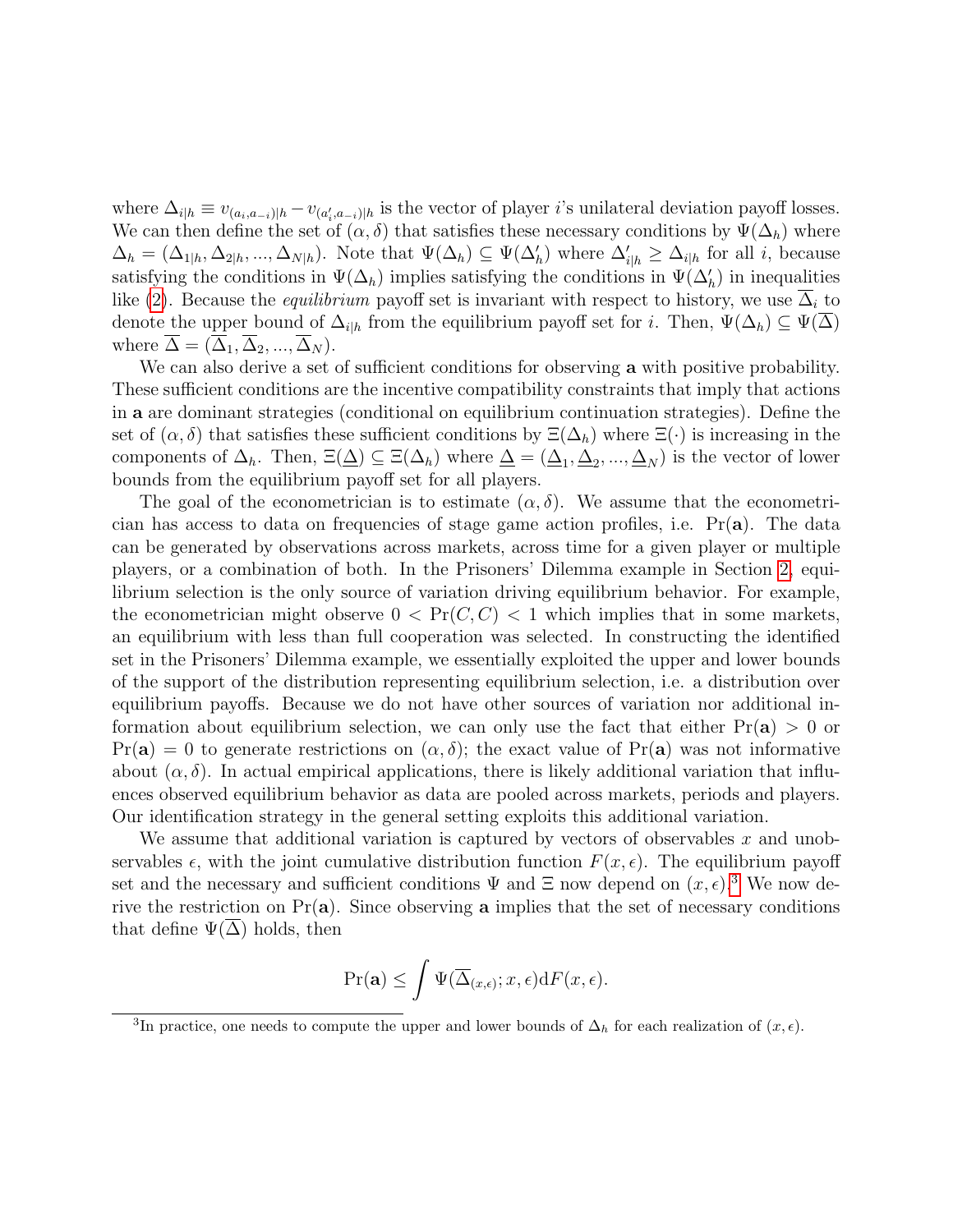where $\Delta_{i|h} \equiv v_{(a_i,a_{-i})|h} - v_{(a'_i,a_{-i})|h}$ is the vector of player $i$'s unilateral deviation payoff losses. We can then define the set of $(\alpha, \delta)$ that satisfies these necessary conditions by $\Psi(\Delta_h)$ where $\Delta_h = (\Delta_{1|h}, \Delta_{2|h}, ..., \Delta_{N|h})$. Note that $\Psi(\Delta_h) \subseteq \Psi(\Delta'_h)$ where $\Delta'_{i|h} \geq \Delta_{i|h}$ for all $i$, because satisfying the conditions in $\Psi(\Delta_h)$ implies satisfying the conditions in $\Psi(\Delta'_h)$ in inequalities like (2). Because the *equilibrium* payoff set is invariant with respect to history, we use $\overline{\Delta}_i$ to denote the upper bound of $\Delta_{i|h}$ from the equilibrium payoff set for $i$. Then, $\Psi(\Delta_h) \subseteq \Psi(\overline{\Delta})$ where $\overline{\Delta} = (\overline{\Delta}_1, \overline{\Delta}_2, ..., \overline{\Delta}_N)$.

We can also derive a set of sufficient conditions for observing $\mathbf{a}$ with positive probability. These sufficient conditions are the incentive compatibility constraints that imply that actions in $\mathbf{a}$ are dominant strategies (conditional on equilibrium continuation strategies). Define the set of $(\alpha, \delta)$ that satisfies these sufficient conditions by $\Xi(\Delta_h)$ where $\Xi(\cdot)$ is increasing in the components of $\Delta_h$. Then, $\Xi(\underline{\Delta}) \subseteq \Xi(\Delta_h)$ where $\underline{\Delta} = (\underline{\Delta}_1, \underline{\Delta}_2, ..., \underline{\Delta}_N)$ is the vector of lower bounds from the equilibrium payoff set for all players.

The goal of the econometrician is to estimate $(\alpha, \delta)$. We assume that the econometrician has access to data on frequencies of stage game action profiles, i.e. $\Pr(\mathbf{a})$. The data can be generated by observations across markets, across time for a given player or multiple players, or a combination of both. In the Prisoners' Dilemma example in Section 2, equilibrium selection is the only source of variation driving equilibrium behavior. For example, the econometrician might observe $0 < \Pr(C, C) < 1$ which implies that in some markets, an equilibrium with less than full cooperation was selected. In constructing the identified set in the Prisoners' Dilemma example, we essentially exploited the upper and lower bounds of the support of the distribution representing equilibrium selection, i.e. a distribution over equilibrium payoffs. Because we do not have other sources of variation nor additional information about equilibrium selection, we can only use the fact that either $\Pr(\mathbf{a}) > 0$ or $\Pr(\mathbf{a}) = 0$ to generate restrictions on $(\alpha, \delta)$; the exact value of $\Pr(\mathbf{a})$ was not informative about $(\alpha, \delta)$. In actual empirical applications, there is likely additional variation that influences observed equilibrium behavior as data are pooled across markets, periods and players. Our identification strategy in the general setting exploits this additional variation.

We assume that additional variation is captured by vectors of observables $x$ and unobservables $\epsilon$, with the joint cumulative distribution function $F(x, \epsilon)$. The equilibrium payoff set and the necessary and sufficient conditions $\Psi$ and $\Xi$ now depend on $(x, \epsilon)$.[3] We now derive the restriction on $\Pr(\mathbf{a})$. Since observing $\mathbf{a}$ implies that the set of necessary conditions that define $\Psi(\overline{\Delta})$ holds, then

$$\Pr(\mathbf{a}) \leq \int \Psi(\overline{\Delta}_{(x,\epsilon)}; x, \epsilon) \mathrm{d}F(x, \epsilon).$$

[3] In practice, one needs to compute the upper and lower bounds of $\Delta_h$ for each realization of $(x, \epsilon)$.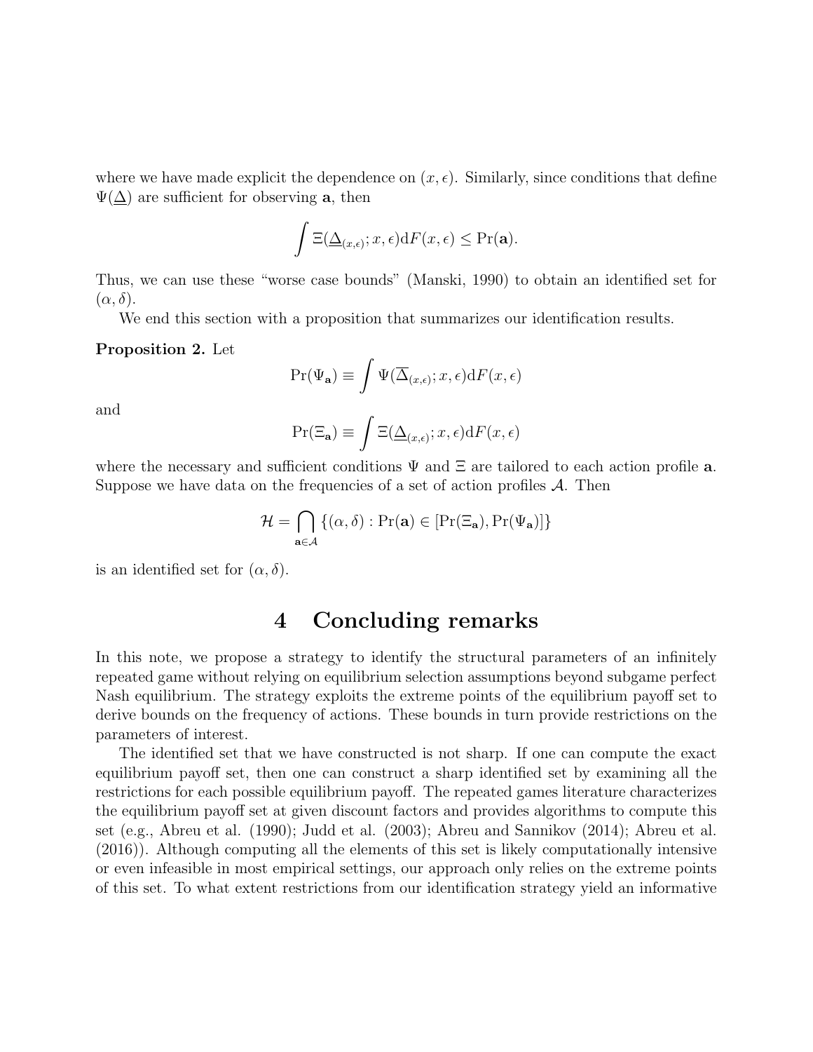where we have made explicit the dependence on $(x, \epsilon)$. Similarly, since conditions that define $\Psi(\underline{\Delta})$ are sufficient for observing $\mathbf{a}$, then

$$\int \Xi(\underline{\Delta}_{(x,\epsilon)}; x, \epsilon) \mathrm{d}F(x, \epsilon) \leq \Pr(\mathbf{a}).$$

Thus, we can use these "worse case bounds" (Manski, 1990) to obtain an identified set for $(\alpha, \delta)$.

We end this section with a proposition that summarizes our identification results.

**Proposition 2.** Let

$$\Pr(\Psi_{\mathbf{a}}) \equiv \int \Psi(\overline{\Delta}_{(x,\epsilon)}; x, \epsilon) \mathrm{d}F(x, \epsilon)$$

and

$$\Pr(\Xi_{\mathbf{a}}) \equiv \int \Xi(\underline{\Delta}_{(x,\epsilon)}; x, \epsilon) \mathrm{d}F(x, \epsilon)$$

where the necessary and sufficient conditions $\Psi$ and $\Xi$ are tailored to each action profile $\mathbf{a}$. Suppose we have data on the frequencies of a set of action profiles $\mathcal{A}$. Then

$$\mathcal{H} = \bigcap_{\mathbf{a} \in \mathcal{A}} \{(\alpha, \delta) : \Pr(\mathbf{a}) \in [\Pr(\Xi_{\mathbf{a}}), \Pr(\Psi_{\mathbf{a}})]\}$$

is an identified set for $(\alpha, \delta)$.

# 4 Concluding remarks

In this note, we propose a strategy to identify the structural parameters of an infinitely repeated game without relying on equilibrium selection assumptions beyond subgame perfect Nash equilibrium. The strategy exploits the extreme points of the equilibrium payoff set to derive bounds on the frequency of actions. These bounds in turn provide restrictions on the parameters of interest.

The identified set that we have constructed is not sharp. If one can compute the exact equilibrium payoff set, then one can construct a sharp identified set by examining all the restrictions for each possible equilibrium payoff. The repeated games literature characterizes the equilibrium payoff set at given discount factors and provides algorithms to compute this set (e.g., Abreu et al. (1990); Judd et al. (2003); Abreu and Sannikov (2014); Abreu et al. (2016)). Although computing all the elements of this set is likely computationally intensive or even infeasible in most empirical settings, our approach only relies on the extreme points of this set. To what extent restrictions from our identification strategy yield an informative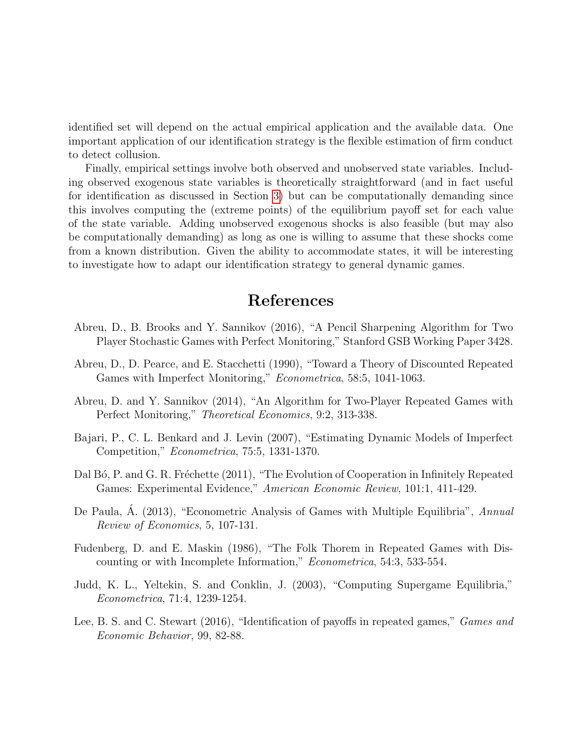identified set will depend on the actual empirical application and the available data. One important application of our identification strategy is the flexible estimation of firm conduct to detect collusion.

Finally, empirical settings involve both observed and unobserved state variables. Including observed exogenous state variables is theoretically straightforward (and in fact useful for identification as discussed in Section 3) but can be computationally demanding since this involves computing the (extreme points) of the equilibrium payoff set for each value of the state variable. Adding unobserved exogenous shocks is also feasible (but may also be computationally demanding) as long as one is willing to assume that these shocks come from a known distribution. Given the ability to accommodate states, it will be interesting to investigate how to adapt our identification strategy to general dynamic games.

# References

Abreu, D., B. Brooks and Y. Sannikov (2016), "A Pencil Sharpening Algorithm for Two Player Stochastic Games with Perfect Monitoring," Stanford GSB Working Paper 3428.

Abreu, D., D. Pearce, and E. Stacchetti (1990), "Toward a Theory of Discounted Repeated Games with Imperfect Monitoring," *Econometrica*, 58:5, 1041-1063.

Abreu, D. and Y. Sannikov (2014), "An Algorithm for Two-Player Repeated Games with Perfect Monitoring," *Theoretical Economics*, 9:2, 313-338.

Bajari, P., C. L. Benkard and J. Levin (2007), "Estimating Dynamic Models of Imperfect Competition," *Econometrica*, 75:5, 1331-1370.

Dal Bó, P. and G. R. Fréchette (2011), "The Evolution of Cooperation in Infinitely Repeated Games: Experimental Evidence," *American Economic Review*, 101:1, 411-429.

De Paula, Á. (2013), "Econometric Analysis of Games with Multiple Equilibria", *Annual Review of Economics*, 5, 107-131.

Fudenberg, D. and E. Maskin (1986), "The Folk Thorem in Repeated Games with Discounting or with Incomplete Information," *Econometrica*, 54:3, 533-554.

Judd, K. L., Yeltekin, S. and Conklin, J. (2003), "Computing Supergame Equilibria," *Econometrica*, 71:4, 1239-1254.

Lee, B. S. and C. Stewart (2016), "Identification of payoffs in repeated games," *Games and Economic Behavior*, 99, 82-88.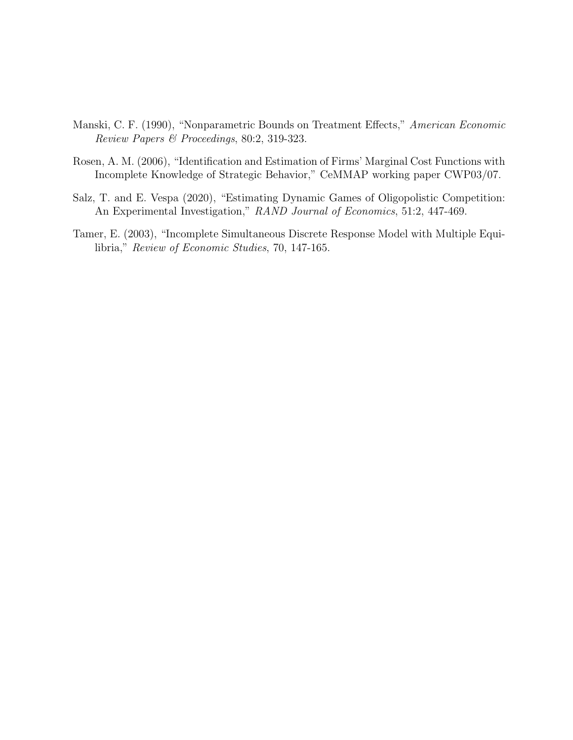Manski, C. F. (1990), "Nonparametric Bounds on Treatment Effects," *American Economic Review Papers & Proceedings*, 80:2, 319-323.

Rosen, A. M. (2006), "Identification and Estimation of Firms' Marginal Cost Functions with Incomplete Knowledge of Strategic Behavior," CeMMAP working paper CWP03/07.

Salz, T. and E. Vespa (2020), "Estimating Dynamic Games of Oligopolistic Competition: An Experimental Investigation," *RAND Journal of Economics*, 51:2, 447-469.

Tamer, E. (2003), "Incomplete Simultaneous Discrete Response Model with Multiple Equilibria," *Review of Economic Studies*, 70, 147-165.